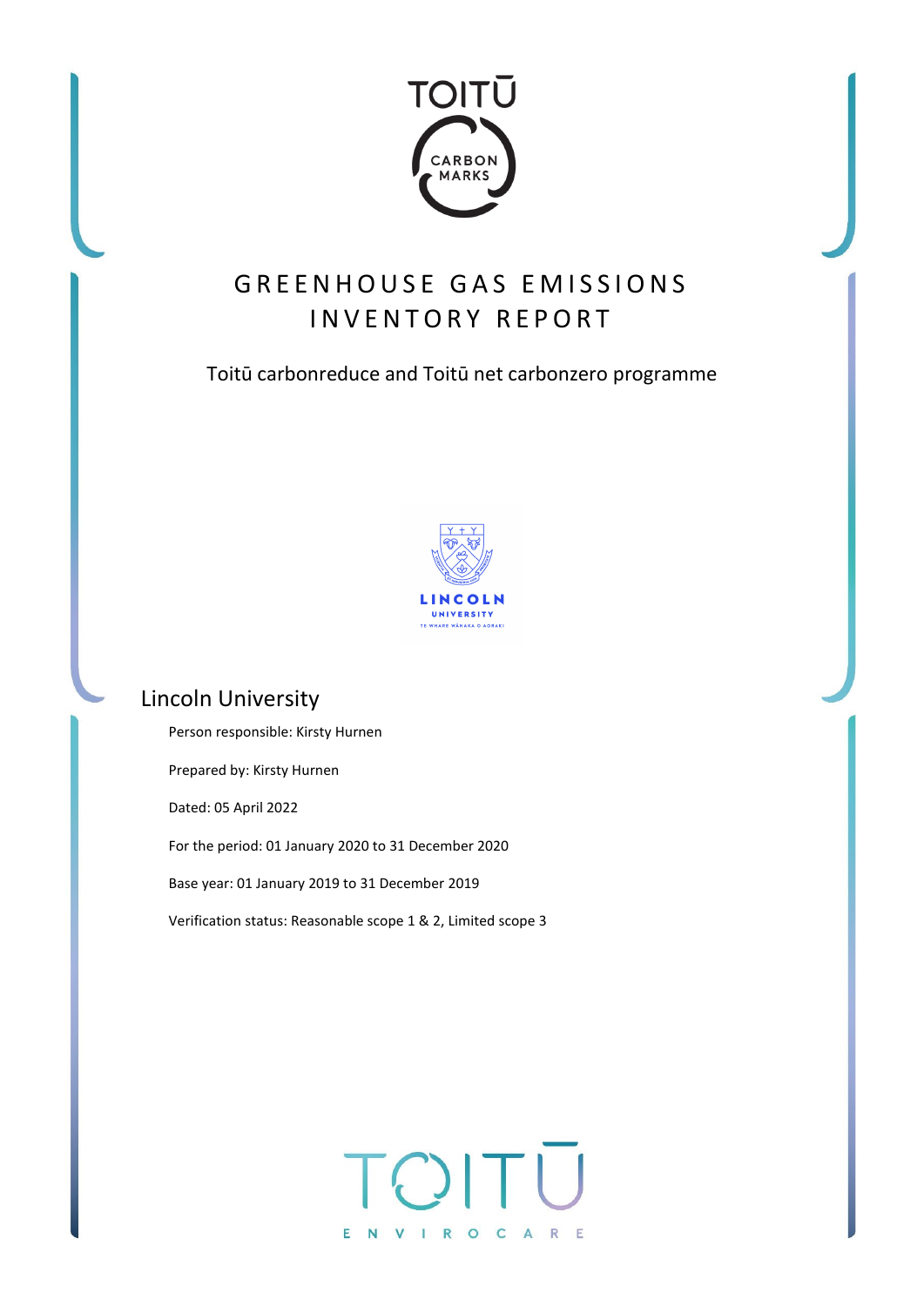# GREENHOUSE GAS EMISSIONS INVENTORY REPORT

Toitū carbonreduce and Toitū net carbonzero programme

## Lincoln University

Person responsible: Kirsty Hurnen

Prepared by: Kirsty Hurnen

Dated: 05 April 2022

For the period: 01 January 2020 to 31 December 2020

Base year: 01 January 2019 to 31 December 2019

Verification status: Reasonable scope 1 & 2, Limited scope 3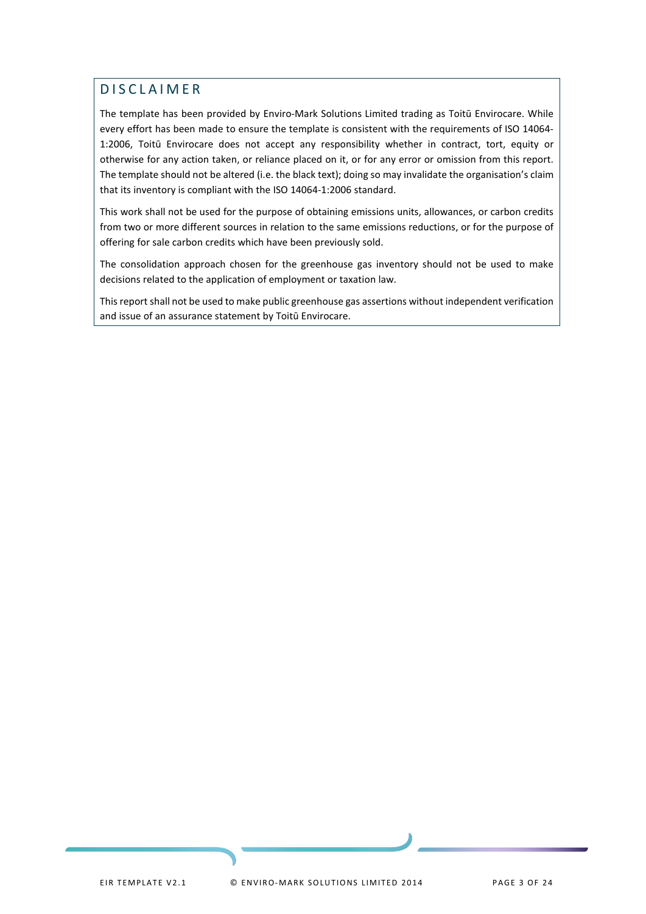## DISCLAIMER

The template has been provided by Enviro-Mark Solutions Limited trading as Toitū Envirocare. While every effort has been made to ensure the template is consistent with the requirements of ISO 14064-1:2006, Toitū Envirocare does not accept any responsibility whether in contract, tort, equity or otherwise for any action taken, or reliance placed on it, or for any error or omission from this report. The template should not be altered (i.e. the black text); doing so may invalidate the organisation's claim that its inventory is compliant with the ISO 14064-1:2006 standard.

This work shall not be used for the purpose of obtaining emissions units, allowances, or carbon credits from two or more different sources in relation to the same emissions reductions, or for the purpose of offering for sale carbon credits which have been previously sold.

The consolidation approach chosen for the greenhouse gas inventory should not be used to make decisions related to the application of employment or taxation law.

This report shall not be used to make public greenhouse gas assertions without independent verification and issue of an assurance statement by Toitū Envirocare.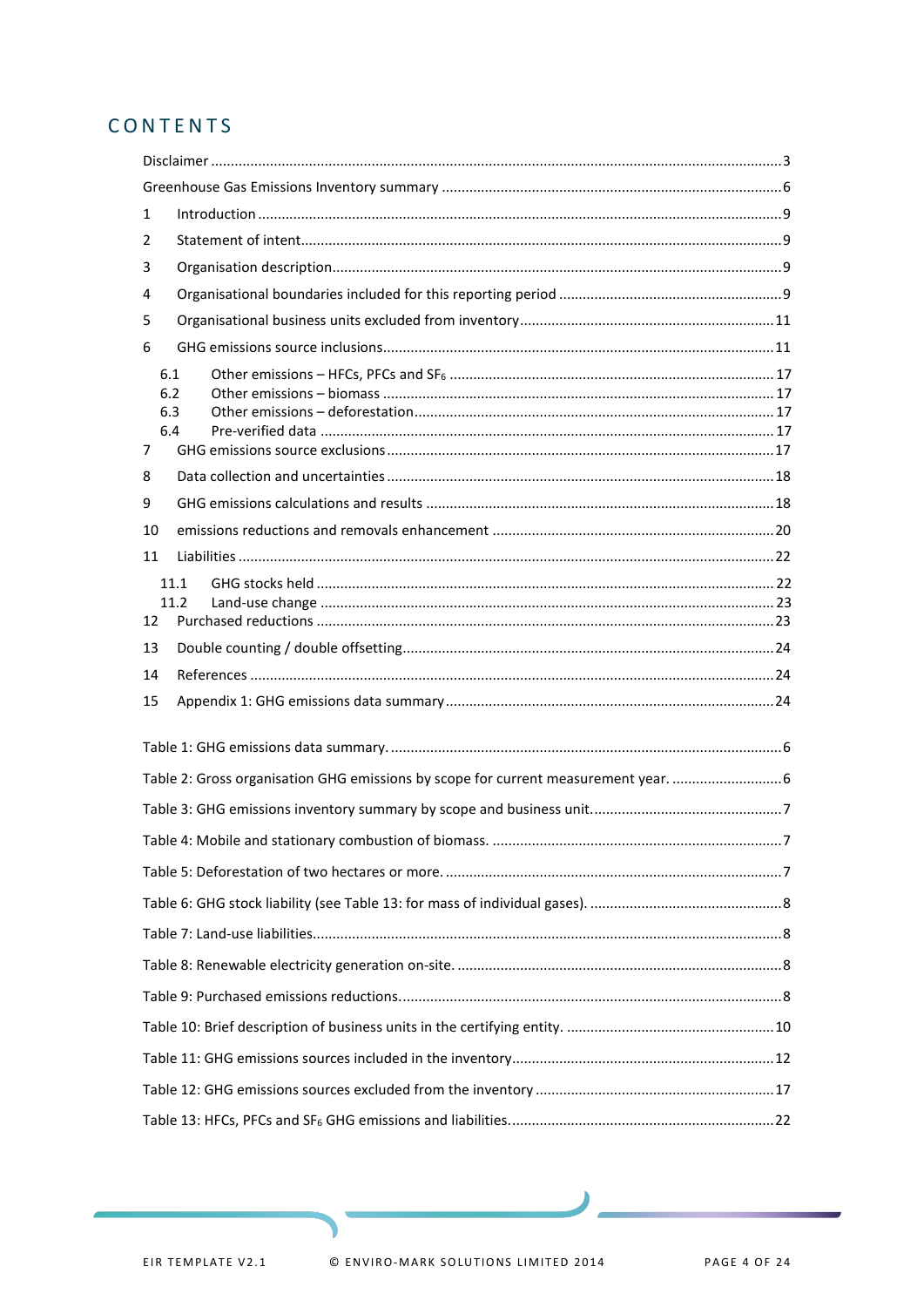# CONTENTS

Disclaimer ..... 3

Greenhouse Gas Emissions Inventory summary ..... 6

1 Introduction ..... 9

2 Statement of intent ..... 9

3 Organisation description ..... 9

4 Organisational boundaries included for this reporting period ..... 9

5 Organisational business units excluded from inventory ..... 11

6 GHG emissions source inclusions ..... 11

- 6.1 Other emissions – HFCs, PFCs and $SF_6$ ..... 17
- 6.2 Other emissions – biomass ..... 17
- 6.3 Other emissions – deforestation ..... 17
- 6.4 Pre-verified data ..... 17

7 GHG emissions source exclusions ..... 17

8 Data collection and uncertainties ..... 18

9 GHG emissions calculations and results ..... 18

10 emissions reductions and removals enhancement ..... 20

11 Liabilities ..... 22

- 11.1 GHG stocks held ..... 22
- 11.2 Land-use change ..... 23

12 Purchased reductions ..... 23

13 Double counting / double offsetting ..... 24

14 References ..... 24

15 Appendix 1: GHG emissions data summary ..... 24

Table 1: GHG emissions data summary. ..... 6

Table 2: Gross organisation GHG emissions by scope for current measurement year. ..... 6

Table 3: GHG emissions inventory summary by scope and business unit. ..... 7

Table 4: Mobile and stationary combustion of biomass. ..... 7

Table 5: Deforestation of two hectares or more. ..... 7

Table 6: GHG stock liability (see Table 13: for mass of individual gases). ..... 8

Table 7: Land-use liabilities ..... 8

Table 8: Renewable electricity generation on-site. ..... 8

Table 9: Purchased emissions reductions. ..... 8

Table 10: Brief description of business units in the certifying entity. ..... 10

Table 11: GHG emissions sources included in the inventory ..... 12

Table 12: GHG emissions sources excluded from the inventory ..... 17

Table 13: HFCs, PFCs and $SF_6$ GHG emissions and liabilities. ..... 22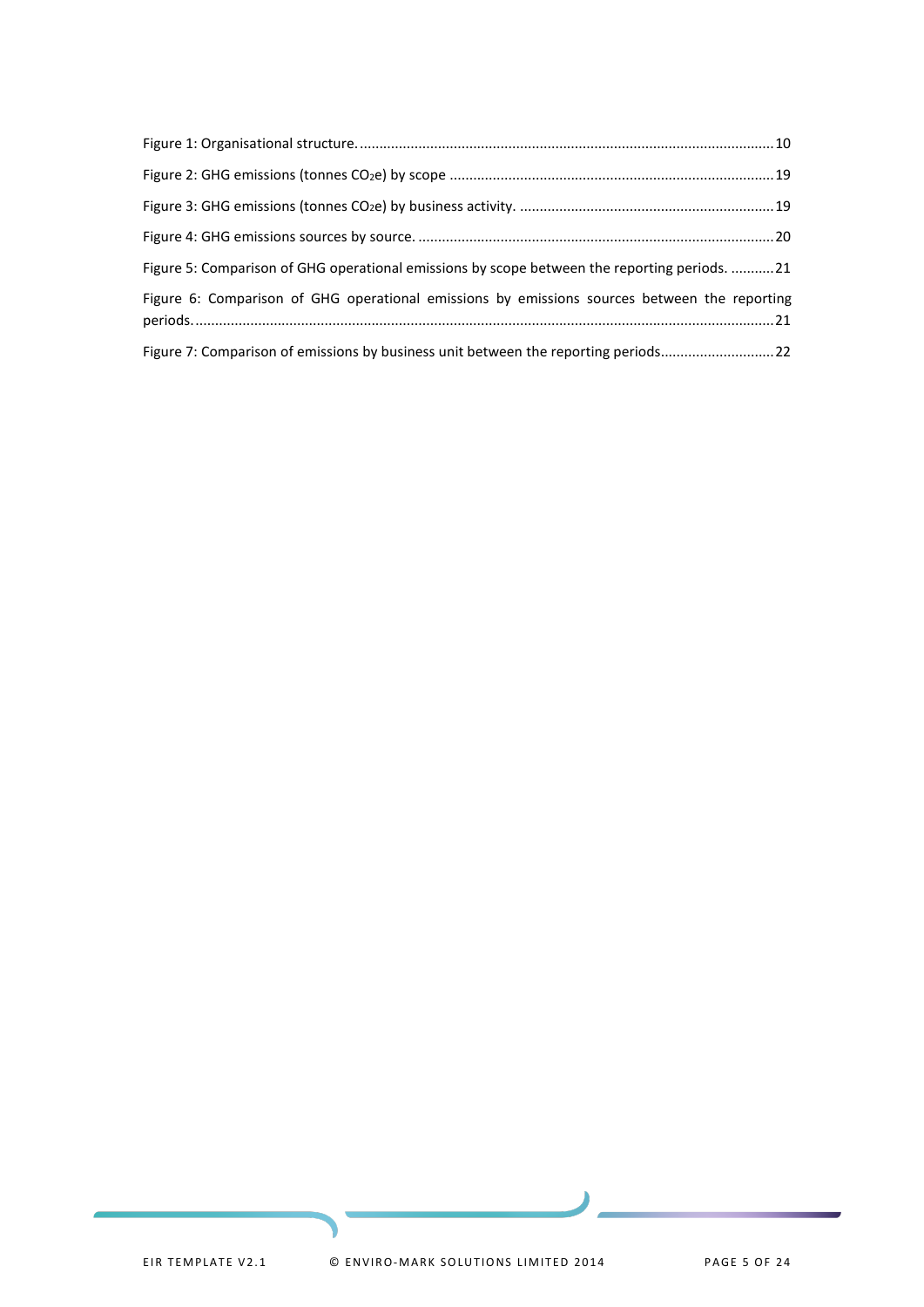Figure 1: Organisational structure. ........................................................................................................ 10

Figure 2: GHG emissions (tonnes $CO_2e$) by scope ................................................................................. 19

Figure 3: GHG emissions (tonnes $CO_2e$) by business activity. ............................................................... 19

Figure 4: GHG emissions sources by source. .......................................................................................... 20

Figure 5: Comparison of GHG operational emissions by scope between the reporting periods. ........... 21

Figure 6: Comparison of GHG operational emissions by emissions sources between the reporting periods. ................................................................................................................................................... 21

Figure 7: Comparison of emissions by business unit between the reporting periods............................. 22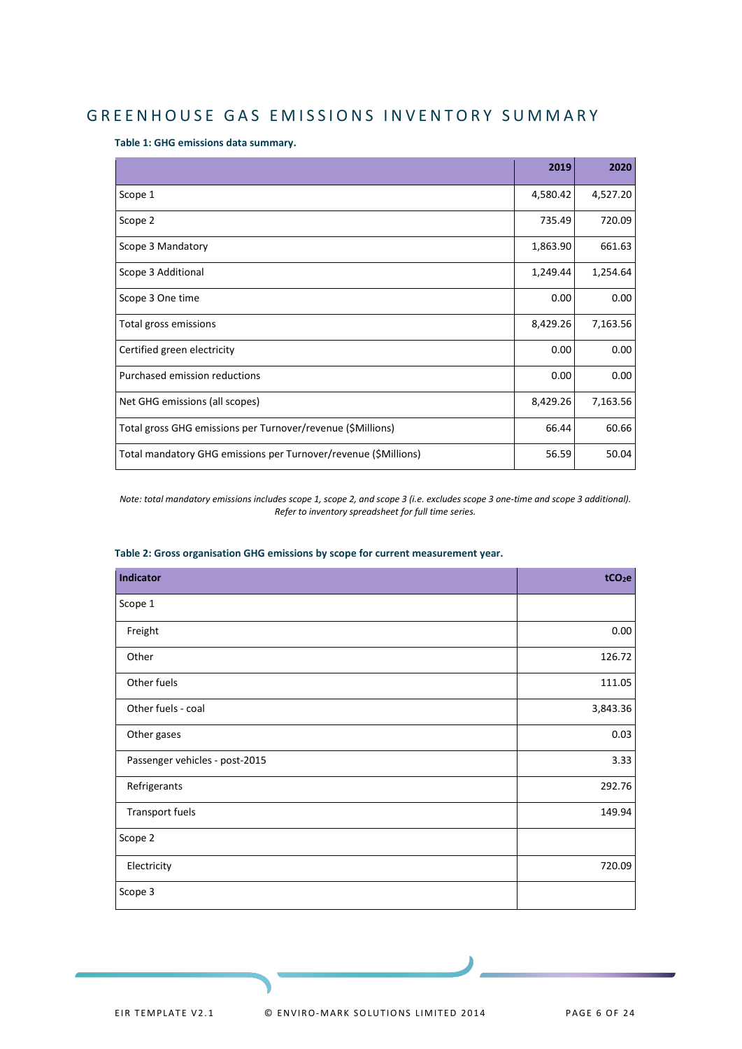# GREENHOUSE GAS EMISSIONS INVENTORY SUMMARY

**Table 1: GHG emissions data summary.**

| | 2019 | 2020 |
|---|---|---|
| Scope 1 | 4,580.42 | 4,527.20 |
| Scope 2 | 735.49 | 720.09 |
| Scope 3 Mandatory | 1,863.90 | 661.63 |
| Scope 3 Additional | 1,249.44 | 1,254.64 |
| Scope 3 One time | 0.00 | 0.00 |
| Total gross emissions | 8,429.26 | 7,163.56 |
| Certified green electricity | 0.00 | 0.00 |
| Purchased emission reductions | 0.00 | 0.00 |
| Net GHG emissions (all scopes) | 8,429.26 | 7,163.56 |
| Total gross GHG emissions per Turnover/revenue ($Millions) | 66.44 | 60.66 |
| Total mandatory GHG emissions per Turnover/revenue ($Millions) | 56.59 | 50.04 |

*Note: total mandatory emissions includes scope 1, scope 2, and scope 3 (i.e. excludes scope 3 one-time and scope 3 additional). Refer to inventory spreadsheet for full time series.*

**Table 2: Gross organisation GHG emissions by scope for current measurement year.**

| Indicator | $tCO_2e$ |
|---|---|
| Scope 1 | |
| Freight | 0.00 |
| Other | 126.72 |
| Other fuels | 111.05 |
| Other fuels - coal | 3,843.36 |
| Other gases | 0.03 |
| Passenger vehicles - post-2015 | 3.33 |
| Refrigerants | 292.76 |
| Transport fuels | 149.94 |
| Scope 2 | |
| Electricity | 720.09 |
| Scope 3 | |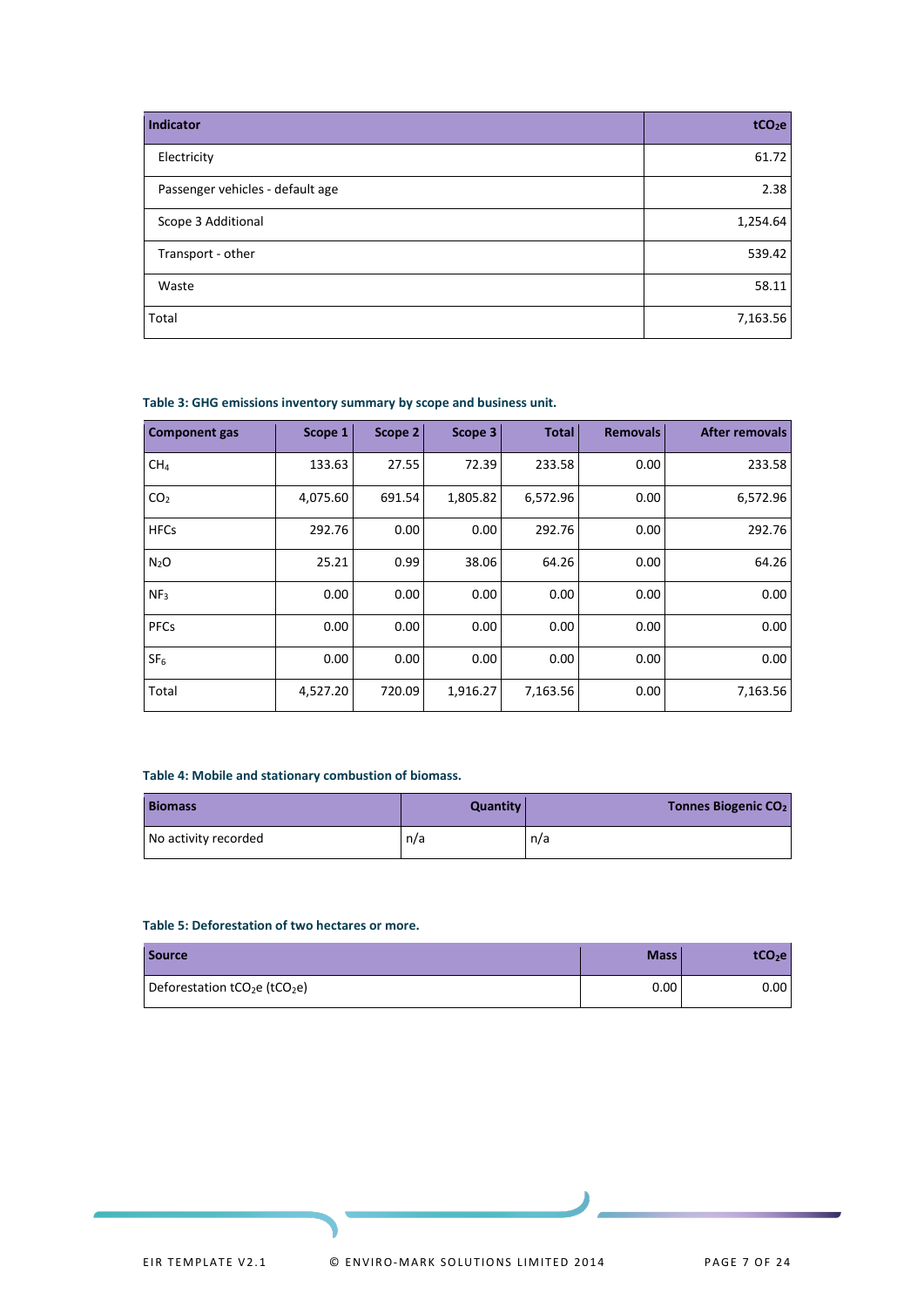| Indicator | $tCO_2e$ |
|---|---|
| Electricity | 61.72 |
| Passenger vehicles - default age | 2.38 |
| Scope 3 Additional | 1,254.64 |
| Transport - other | 539.42 |
| Waste | 58.11 |
| Total | 7,163.56 |

**Table 3: GHG emissions inventory summary by scope and business unit.**

| Component gas | Scope 1 | Scope 2 | Scope 3 | Total | Removals | After removals |
|---|---|---|---|---|---|---|
| $CH_4$ | 133.63 | 27.55 | 72.39 | 233.58 | 0.00 | 233.58 |
| $CO_2$ | 4,075.60 | 691.54 | 1,805.82 | 6,572.96 | 0.00 | 6,572.96 |
| HFCs | 292.76 | 0.00 | 0.00 | 292.76 | 0.00 | 292.76 |
| $N_2O$ | 25.21 | 0.99 | 38.06 | 64.26 | 0.00 | 64.26 |
| $NF_3$ | 0.00 | 0.00 | 0.00 | 0.00 | 0.00 | 0.00 |
| PFCs | 0.00 | 0.00 | 0.00 | 0.00 | 0.00 | 0.00 |
| $SF_6$ | 0.00 | 0.00 | 0.00 | 0.00 | 0.00 | 0.00 |
| Total | 4,527.20 | 720.09 | 1,916.27 | 7,163.56 | 0.00 | 7,163.56 |

**Table 4: Mobile and stationary combustion of biomass.**

| Biomass | Quantity | Tonnes Biogenic $CO_2$ |
|---|---|---|
| No activity recorded | n/a | n/a |

**Table 5: Deforestation of two hectares or more.**

| Source | Mass | $tCO_2e$ |
|---|---|---|
| Deforestation $tCO_2e$ ($tCO_2e$) | 0.00 | 0.00 |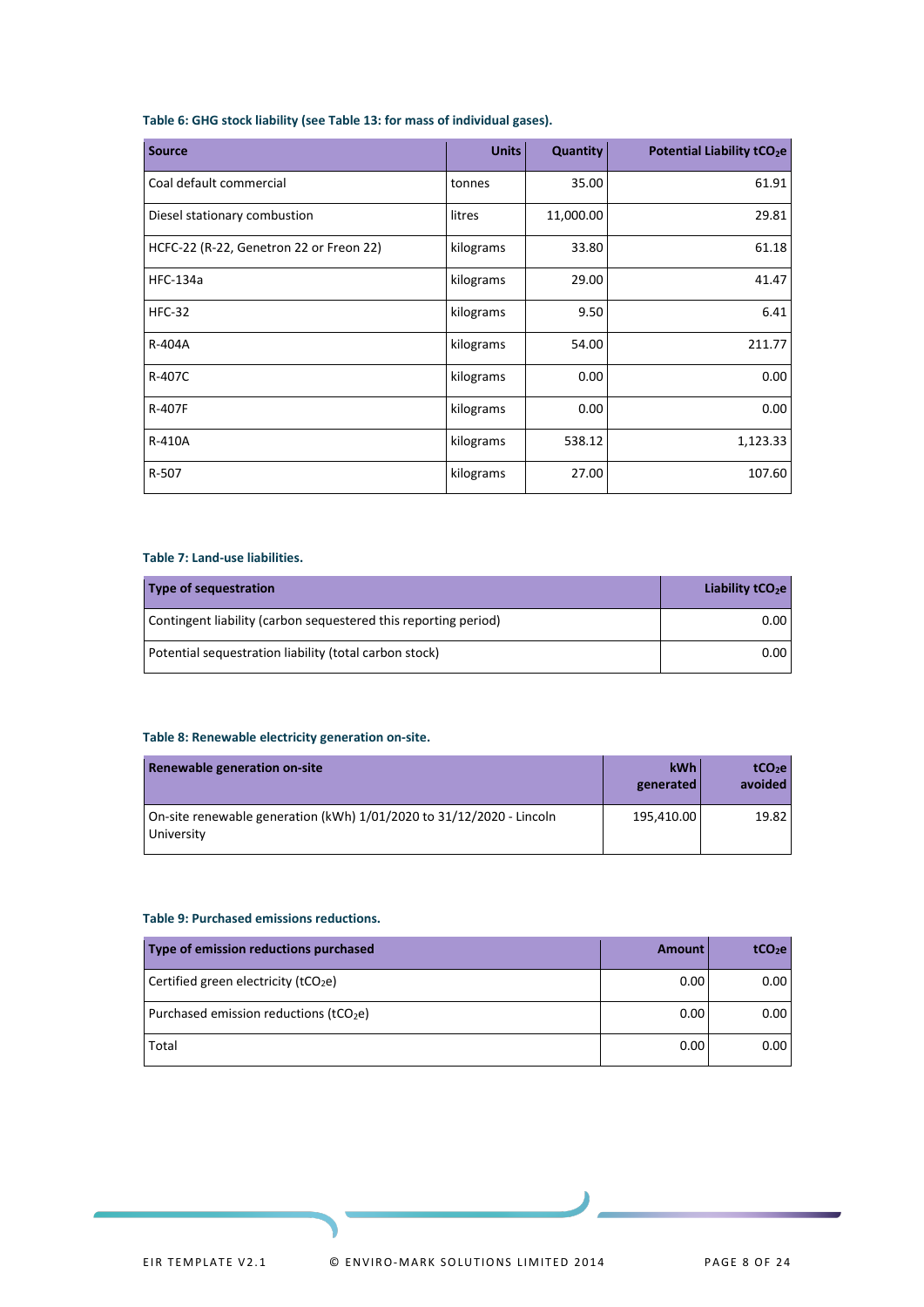**Table 6: GHG stock liability (see Table 13: for mass of individual gases).**

| Source | Units | Quantity | Potential Liability $tCO_2e$ |
|---|---|---|---|
| Coal default commercial | tonnes | 35.00 | 61.91 |
| Diesel stationary combustion | litres | 11,000.00 | 29.81 |
| HCFC-22 (R-22, Genetron 22 or Freon 22) | kilograms | 33.80 | 61.18 |
| HFC-134a | kilograms | 29.00 | 41.47 |
| HFC-32 | kilograms | 9.50 | 6.41 |
| R-404A | kilograms | 54.00 | 211.77 |
| R-407C | kilograms | 0.00 | 0.00 |
| R-407F | kilograms | 0.00 | 0.00 |
| R-410A | kilograms | 538.12 | 1,123.33 |
| R-507 | kilograms | 27.00 | 107.60 |

**Table 7: Land-use liabilities.**

| Type of sequestration | Liability $tCO_2e$ |
|---|---|
| Contingent liability (carbon sequestered this reporting period) | 0.00 |
| Potential sequestration liability (total carbon stock) | 0.00 |

**Table 8: Renewable electricity generation on-site.**

| Renewable generation on-site | kWh generated | $tCO_2e$ avoided |
|---|---|---|
| On-site renewable generation (kWh) 1/01/2020 to 31/12/2020 - Lincoln University | 195,410.00 | 19.82 |

**Table 9: Purchased emissions reductions.**

| Type of emission reductions purchased | Amount | $tCO_2e$ |
|---|---|---|
| Certified green electricity ($tCO_2e$) | 0.00 | 0.00 |
| Purchased emission reductions ($tCO_2e$) | 0.00 | 0.00 |
| Total | 0.00 | 0.00 |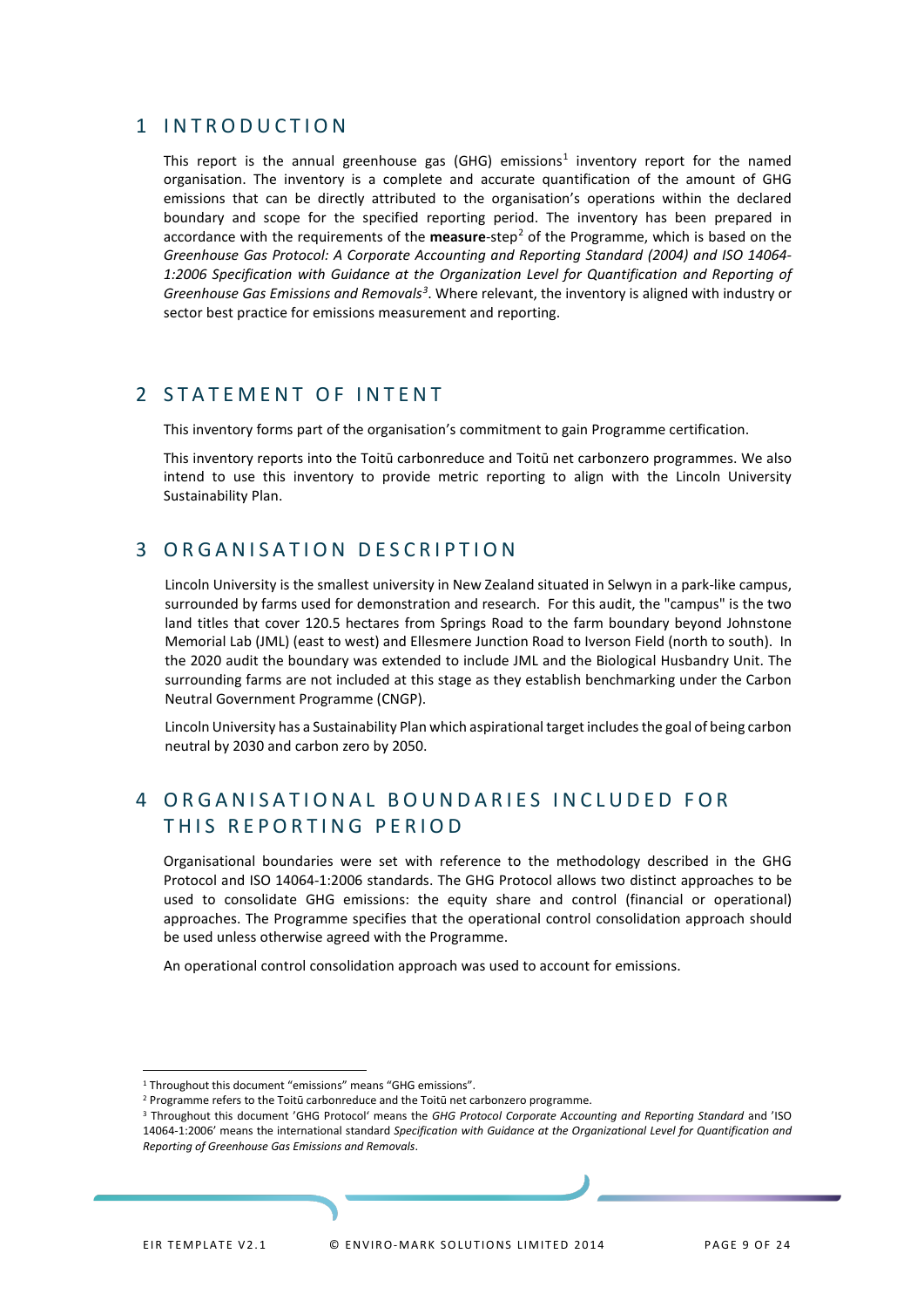# 1 INTRODUCTION

This report is the annual greenhouse gas (GHG) emissions[1] inventory report for the named organisation. The inventory is a complete and accurate quantification of the amount of GHG emissions that can be directly attributed to the organisation's operations within the declared boundary and scope for the specified reporting period. The inventory has been prepared in accordance with the requirements of the **measure**-step[2] of the Programme, which is based on the *Greenhouse Gas Protocol: A Corporate Accounting and Reporting Standard (2004) and ISO 14064-1:2006 Specification with Guidance at the Organization Level for Quantification and Reporting of Greenhouse Gas Emissions and Removals*[3]. Where relevant, the inventory is aligned with industry or sector best practice for emissions measurement and reporting.

# 2 STATEMENT OF INTENT

This inventory forms part of the organisation's commitment to gain Programme certification.

This inventory reports into the Toitū carbonreduce and Toitū net carbonzero programmes. We also intend to use this inventory to provide metric reporting to align with the Lincoln University Sustainability Plan.

# 3 ORGANISATION DESCRIPTION

Lincoln University is the smallest university in New Zealand situated in Selwyn in a park-like campus, surrounded by farms used for demonstration and research. For this audit, the "campus" is the two land titles that cover 120.5 hectares from Springs Road to the farm boundary beyond Johnstone Memorial Lab (JML) (east to west) and Ellesmere Junction Road to Iverson Field (north to south). In the 2020 audit the boundary was extended to include JML and the Biological Husbandry Unit. The surrounding farms are not included at this stage as they establish benchmarking under the Carbon Neutral Government Programme (CNGP).

Lincoln University has a Sustainability Plan which aspirational target includes the goal of being carbon neutral by 2030 and carbon zero by 2050.

# 4 ORGANISATIONAL BOUNDARIES INCLUDED FOR THIS REPORTING PERIOD

Organisational boundaries were set with reference to the methodology described in the GHG Protocol and ISO 14064-1:2006 standards. The GHG Protocol allows two distinct approaches to be used to consolidate GHG emissions: the equity share and control (financial or operational) approaches. The Programme specifies that the operational control consolidation approach should be used unless otherwise agreed with the Programme.

An operational control consolidation approach was used to account for emissions.

[1] Throughout this document "emissions" means "GHG emissions".

[2] Programme refers to the Toitū carbonreduce and the Toitū net carbonzero programme.

[3] Throughout this document 'GHG Protocol' means the *GHG Protocol Corporate Accounting and Reporting Standard* and 'ISO 14064-1:2006' means the international standard *Specification with Guidance at the Organizational Level for Quantification and Reporting of Greenhouse Gas Emissions and Removals*.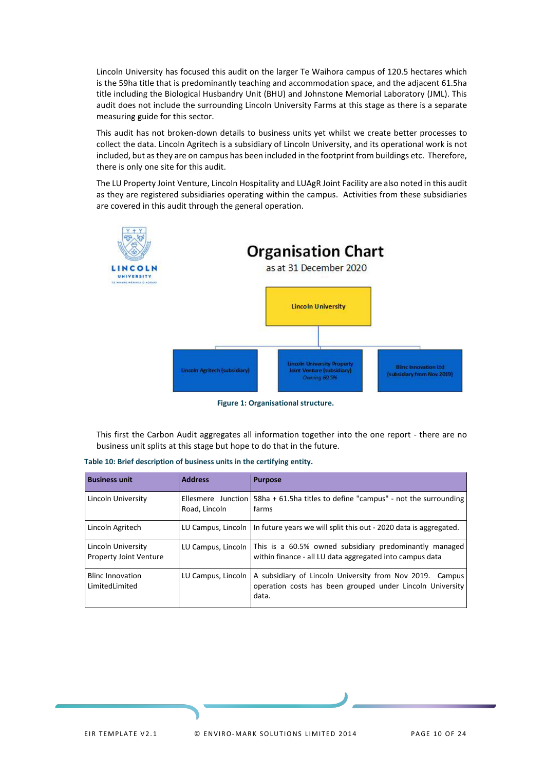Lincoln University has focused this audit on the larger Te Waihora campus of 120.5 hectares which is the 59ha title that is predominantly teaching and accommodation space, and the adjacent 61.5ha title including the Biological Husbandry Unit (BHU) and Johnstone Memorial Laboratory (JML). This audit does not include the surrounding Lincoln University Farms at this stage as there is a separate measuring guide for this sector.

This audit has not broken-down details to business units yet whilst we create better processes to collect the data. Lincoln Agritech is a subsidiary of Lincoln University, and its operational work is not included, but as they are on campus has been included in the footprint from buildings etc. Therefore, there is only one site for this audit.

The LU Property Joint Venture, Lincoln Hospitality and LUAgR Joint Facility are also noted in this audit as they are registered subsidiaries operating within the campus. Activities from these subsidiaries are covered in this audit through the general operation.

LINCOLN UNIVERSITY
TE WHARE WĀNAKA O AORAKI

**Organisation Chart**
as at 31 December 2020

- Lincoln University
  - Lincoln Agritech (subsidiary)
  - Lincoln University Property Joint Venture (subsidiary) *Owning 60.5%*
  - Blinc Innovation Ltd (subsidiary from Nov 2019)

**Figure 1: Organisational structure.**

This first the Carbon Audit aggregates all information together into the one report - there are no business unit splits at this stage but hope to do that in the future.

**Table 10: Brief description of business units in the certifying entity.**

| Business unit | Address | Purpose |
|---|---|---|
| Lincoln University | Ellesmere Junction Road, Lincoln | 58ha + 61.5ha titles to define "campus" - not the surrounding farms |
| Lincoln Agritech | LU Campus, Lincoln | In future years we will split this out - 2020 data is aggregated. |
| Lincoln University Property Joint Venture | LU Campus, Lincoln | This is a 60.5% owned subsidiary predominantly managed within finance - all LU data aggregated into campus data |
| Blinc Innovation LimitedLimited | LU Campus, Lincoln | A subsidiary of Lincoln University from Nov 2019. Campus operation costs has been grouped under Lincoln University data. |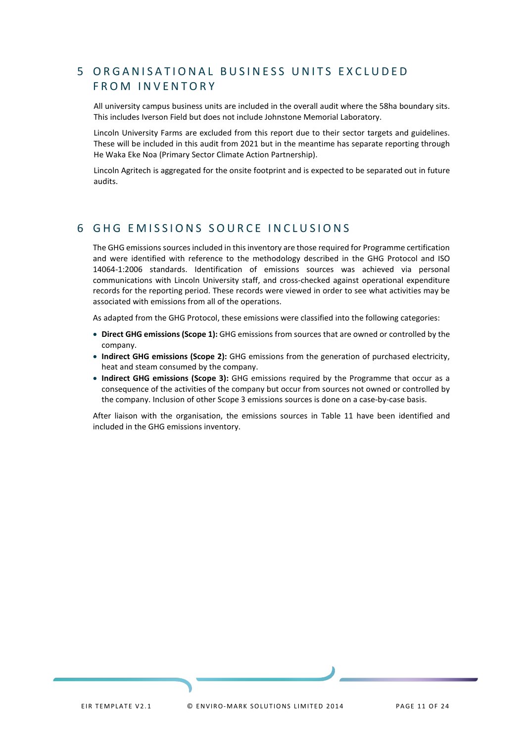## 5 ORGANISATIONAL BUSINESS UNITS EXCLUDED FROM INVENTORY

All university campus business units are included in the overall audit where the 58ha boundary sits. This includes Iverson Field but does not include Johnstone Memorial Laboratory.

Lincoln University Farms are excluded from this report due to their sector targets and guidelines. These will be included in this audit from 2021 but in the meantime has separate reporting through He Waka Eke Noa (Primary Sector Climate Action Partnership).

Lincoln Agritech is aggregated for the onsite footprint and is expected to be separated out in future audits.

## 6 GHG EMISSIONS SOURCE INCLUSIONS

The GHG emissions sources included in this inventory are those required for Programme certification and were identified with reference to the methodology described in the GHG Protocol and ISO 14064-1:2006 standards. Identification of emissions sources was achieved via personal communications with Lincoln University staff, and cross-checked against operational expenditure records for the reporting period. These records were viewed in order to see what activities may be associated with emissions from all of the operations.

As adapted from the GHG Protocol, these emissions were classified into the following categories:

- **Direct GHG emissions (Scope 1):** GHG emissions from sources that are owned or controlled by the company.
- **Indirect GHG emissions (Scope 2):** GHG emissions from the generation of purchased electricity, heat and steam consumed by the company.
- **Indirect GHG emissions (Scope 3):** GHG emissions required by the Programme that occur as a consequence of the activities of the company but occur from sources not owned or controlled by the company. Inclusion of other Scope 3 emissions sources is done on a case-by-case basis.

After liaison with the organisation, the emissions sources in Table 11 have been identified and included in the GHG emissions inventory.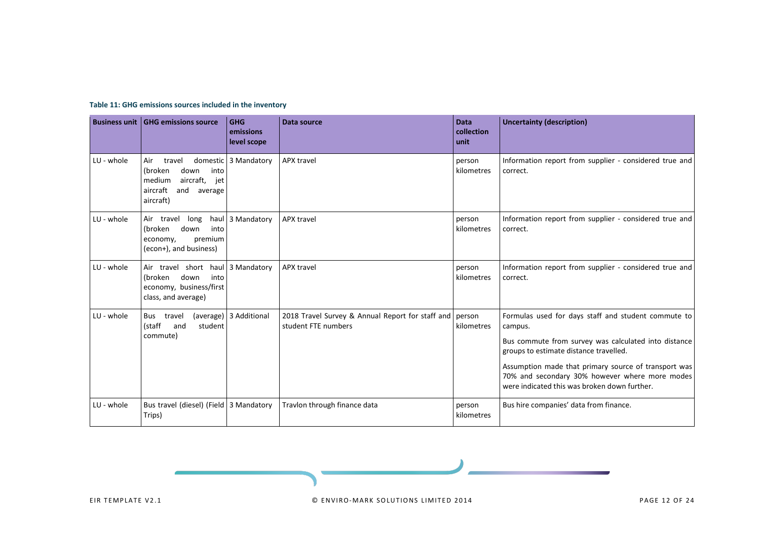**Table 11: GHG emissions sources included in the inventory**

| Business unit | GHG emissions source | GHG emissions level scope | Data source | Data collection unit | Uncertainty (description) |
|---|---|---|---|---|---|
| LU - whole | Air travel domestic (broken down into medium aircraft, jet aircraft and average aircraft) | 3 Mandatory | APX travel | person kilometres | Information report from supplier - considered true and correct. |
| LU - whole | Air travel long haul (broken down into economy, premium (econ+), and business) | 3 Mandatory | APX travel | person kilometres | Information report from supplier - considered true and correct. |
| LU - whole | Air travel short haul (broken down into economy, business/first class, and average) | 3 Mandatory | APX travel | person kilometres | Information report from supplier - considered true and correct. |
| LU - whole | Bus travel (average) (staff and student commute) | 3 Additional | 2018 Travel Survey & Annual Report for staff and student FTE numbers | person kilometres | Formulas used for days staff and student commute to campus.<br><br>Bus commute from survey was calculated into distance groups to estimate distance travelled.<br><br>Assumption made that primary source of transport was 70% and secondary 30% however where more modes were indicated this was broken down further. |
| LU - whole | Bus travel (diesel) (Field Trips) | 3 Mandatory | Travlon through finance data | person kilometres | Bus hire companies' data from finance. |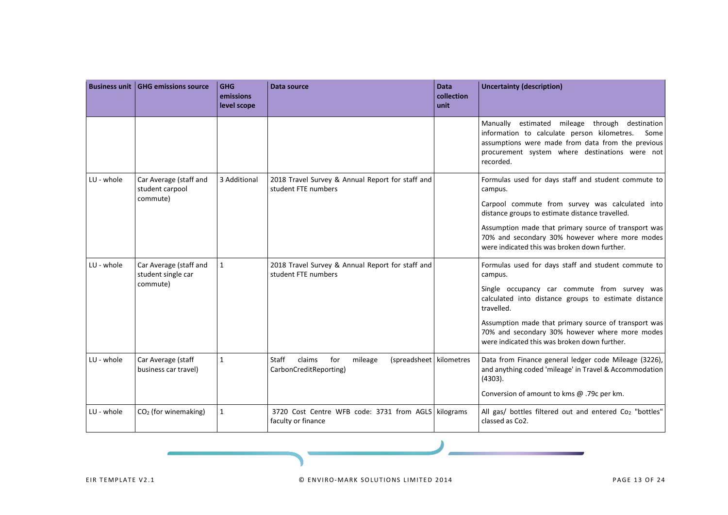| Business unit | GHG emissions source | GHG emissions level scope | Data source | Data collection unit | Uncertainty (description) |
|---|---|---|---|---|---|
| | | | | | Manually estimated mileage through destination information to calculate person kilometres. Some assumptions were made from data from the previous procurement system where destinations were not recorded. |
| LU - whole | Car Average (staff and student carpool commute) | 3 Additional | 2018 Travel Survey & Annual Report for staff and student FTE numbers | | Formulas used for days staff and student commute to campus.<br><br>Carpool commute from survey was calculated into distance groups to estimate distance travelled.<br><br>Assumption made that primary source of transport was 70% and secondary 30% however where more modes were indicated this was broken down further. |
| LU - whole | Car Average (staff and student single car commute) | 1 | 2018 Travel Survey & Annual Report for staff and student FTE numbers | | Formulas used for days staff and student commute to campus.<br><br>Single occupancy car commute from survey was calculated into distance groups to estimate distance travelled.<br><br>Assumption made that primary source of transport was 70% and secondary 30% however where more modes were indicated this was broken down further. |
| LU - whole | Car Average (staff business car travel) | 1 | Staff claims for mileage (spreadsheet CarbonCreditReporting) | kilometres | Data from Finance general ledger code Mileage (3226), and anything coded 'mileage' in Travel & Accommodation (4303).<br><br>Conversion of amount to kms @ .79c per km. |
| LU - whole | $CO_2$ (for winemaking) | 1 | 3720 Cost Centre WFB code: 3731 from AGLS faculty or finance | kilograms | All gas/ bottles filtered out and entered $Co_2$ "bottles" classed as Co2. |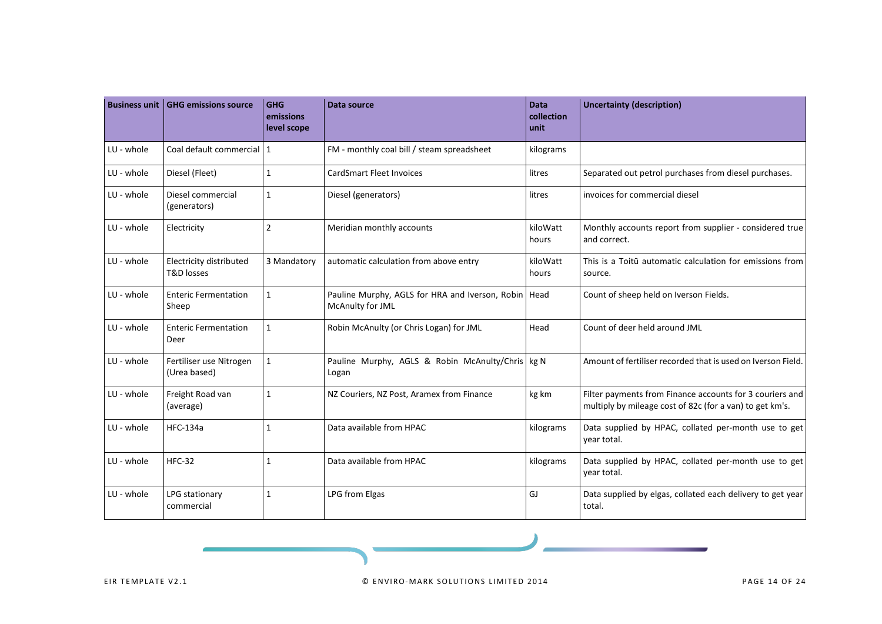| Business unit | GHG emissions source | GHG emissions level scope | Data source | Data collection unit | Uncertainty (description) |
|---|---|---|---|---|---|
| LU - whole | Coal default commercial | 1 | FM - monthly coal bill / steam spreadsheet | kilograms | |
| LU - whole | Diesel (Fleet) | 1 | CardSmart Fleet Invoices | litres | Separated out petrol purchases from diesel purchases. |
| LU - whole | Diesel commercial (generators) | 1 | Diesel (generators) | litres | invoices for commercial diesel |
| LU - whole | Electricity | 2 | Meridian monthly accounts | kiloWatt hours | Monthly accounts report from supplier - considered true and correct. |
| LU - whole | Electricity distributed T&D losses | 3 Mandatory | automatic calculation from above entry | kiloWatt hours | This is a Toitū automatic calculation for emissions from source. |
| LU - whole | Enteric Fermentation Sheep | 1 | Pauline Murphy, AGLS for HRA and Iverson, Robin McAnulty for JML | Head | Count of sheep held on Iverson Fields. |
| LU - whole | Enteric Fermentation Deer | 1 | Robin McAnulty (or Chris Logan) for JML | Head | Count of deer held around JML |
| LU - whole | Fertiliser use Nitrogen (Urea based) | 1 | Pauline Murphy, AGLS & Robin McAnulty/Chris Logan | kg N | Amount of fertiliser recorded that is used on Iverson Field. |
| LU - whole | Freight Road van (average) | 1 | NZ Couriers, NZ Post, Aramex from Finance | kg km | Filter payments from Finance accounts for 3 couriers and multiply by mileage cost of 82c (for a van) to get km's. |
| LU - whole | HFC-134a | 1 | Data available from HPAC | kilograms | Data supplied by HPAC, collated per-month use to get year total. |
| LU - whole | HFC-32 | 1 | Data available from HPAC | kilograms | Data supplied by HPAC, collated per-month use to get year total. |
| LU - whole | LPG stationary commercial | 1 | LPG from Elgas | GJ | Data supplied by elgas, collated each delivery to get year total. |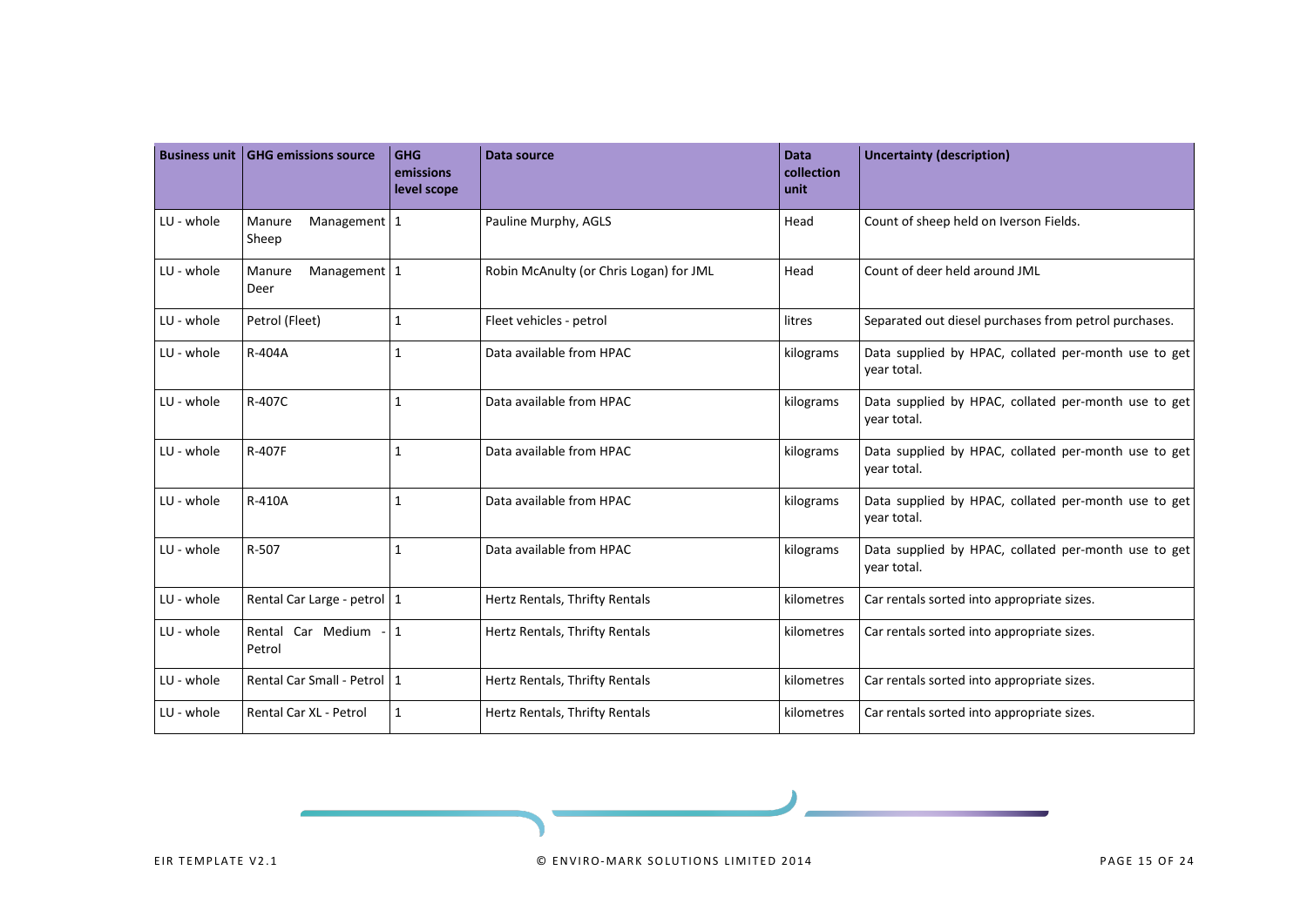| Business unit | GHG emissions source | GHG emissions level scope | Data source | Data collection unit | Uncertainty (description) |
|---|---|---|---|---|---|
| LU - whole | Manure Management Sheep | 1 | Pauline Murphy, AGLS | Head | Count of sheep held on Iverson Fields. |
| LU - whole | Manure Management Deer | 1 | Robin McAnulty (or Chris Logan) for JML | Head | Count of deer held around JML |
| LU - whole | Petrol (Fleet) | 1 | Fleet vehicles - petrol | litres | Separated out diesel purchases from petrol purchases. |
| LU - whole | R-404A | 1 | Data available from HPAC | kilograms | Data supplied by HPAC, collated per-month use to get year total. |
| LU - whole | R-407C | 1 | Data available from HPAC | kilograms | Data supplied by HPAC, collated per-month use to get year total. |
| LU - whole | R-407F | 1 | Data available from HPAC | kilograms | Data supplied by HPAC, collated per-month use to get year total. |
| LU - whole | R-410A | 1 | Data available from HPAC | kilograms | Data supplied by HPAC, collated per-month use to get year total. |
| LU - whole | R-507 | 1 | Data available from HPAC | kilograms | Data supplied by HPAC, collated per-month use to get year total. |
| LU - whole | Rental Car Large - petrol | 1 | Hertz Rentals, Thrifty Rentals | kilometres | Car rentals sorted into appropriate sizes. |
| LU - whole | Rental Car Medium - Petrol | 1 | Hertz Rentals, Thrifty Rentals | kilometres | Car rentals sorted into appropriate sizes. |
| LU - whole | Rental Car Small - Petrol | 1 | Hertz Rentals, Thrifty Rentals | kilometres | Car rentals sorted into appropriate sizes. |
| LU - whole | Rental Car XL - Petrol | 1 | Hertz Rentals, Thrifty Rentals | kilometres | Car rentals sorted into appropriate sizes. |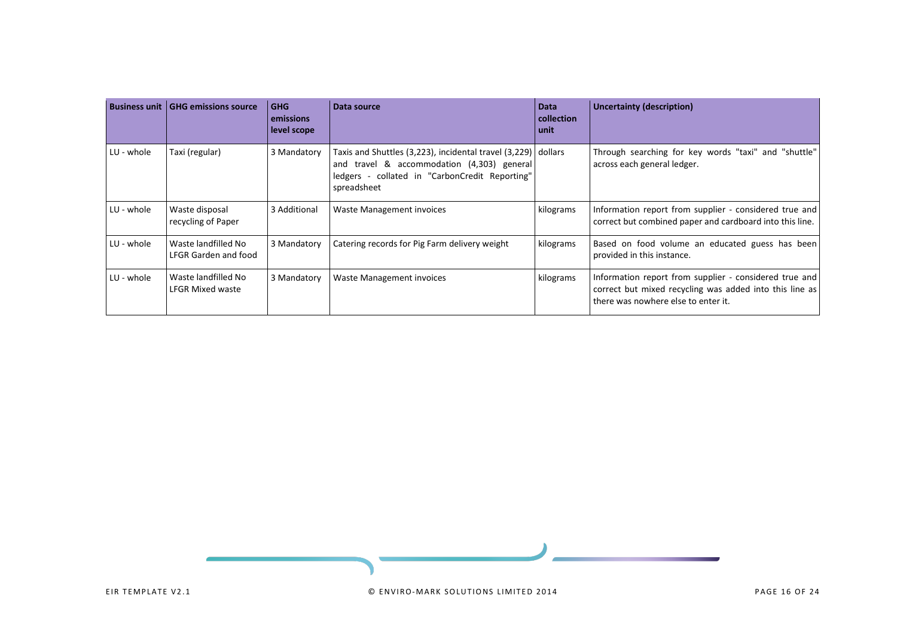| Business unit | GHG emissions source | GHG emissions level scope | Data source | Data collection unit | Uncertainty (description) |
|---|---|---|---|---|---|
| LU - whole | Taxi (regular) | 3 Mandatory | Taxis and Shuttles (3,223), incidental travel (3,229) and travel & accommodation (4,303) general ledgers - collated in "CarbonCredit Reporting" spreadsheet | dollars | Through searching for key words "taxi" and "shuttle" across each general ledger. |
| LU - whole | Waste disposal recycling of Paper | 3 Additional | Waste Management invoices | kilograms | Information report from supplier - considered true and correct but combined paper and cardboard into this line. |
| LU - whole | Waste landfilled No LFGR Garden and food | 3 Mandatory | Catering records for Pig Farm delivery weight | kilograms | Based on food volume an educated guess has been provided in this instance. |
| LU - whole | Waste landfilled No LFGR Mixed waste | 3 Mandatory | Waste Management invoices | kilograms | Information report from supplier - considered true and correct but mixed recycling was added into this line as there was nowhere else to enter it. |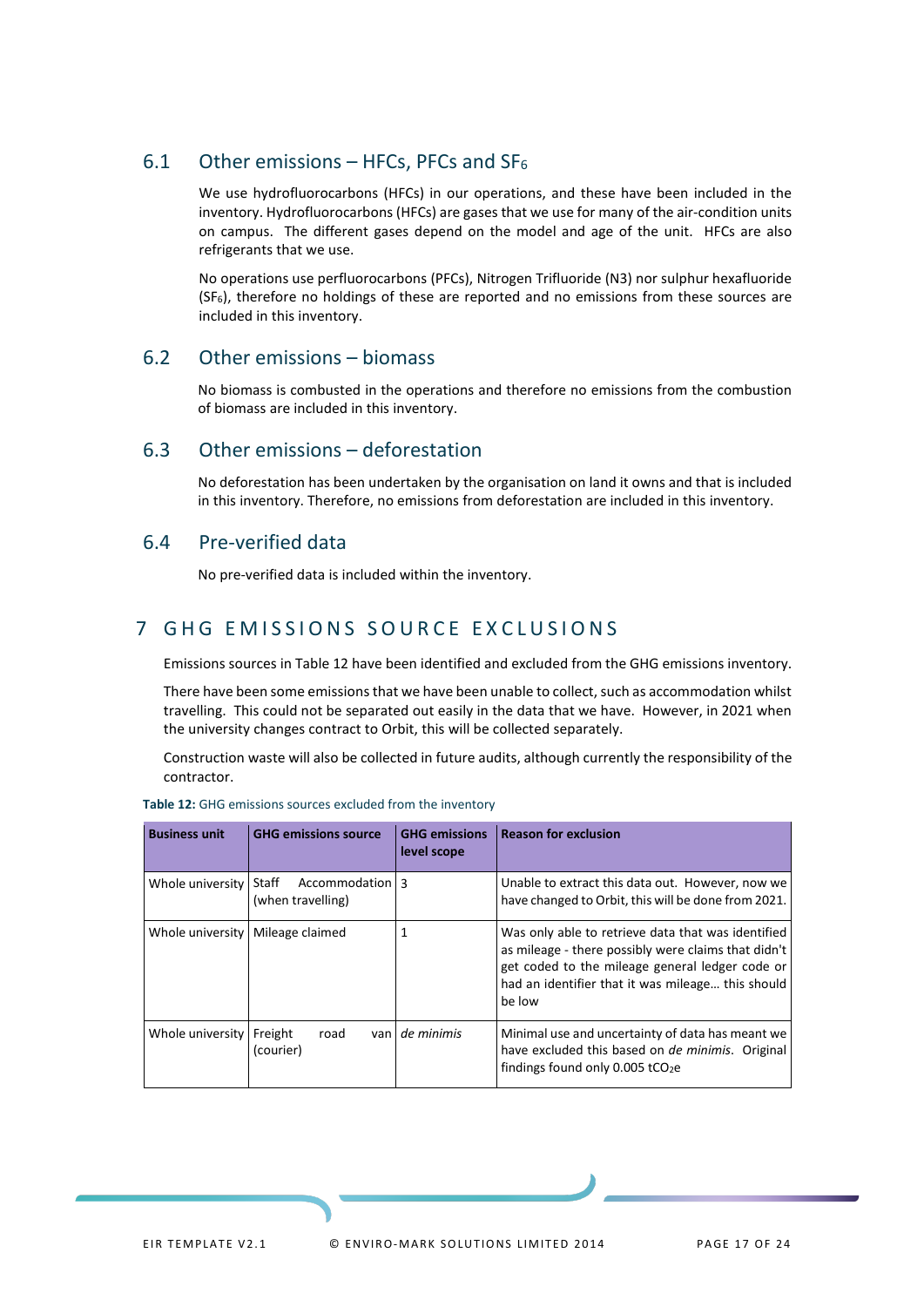## 6.1 Other emissions – HFCs, PFCs and $SF_6$

We use hydrofluorocarbons (HFCs) in our operations, and these have been included in the inventory. Hydrofluorocarbons (HFCs) are gases that we use for many of the air-condition units on campus. The different gases depend on the model and age of the unit. HFCs are also refrigerants that we use.

No operations use perfluorocarbons (PFCs), Nitrogen Trifluoride (N3) nor sulphur hexafluoride ($SF_6$), therefore no holdings of these are reported and no emissions from these sources are included in this inventory.

## 6.2 Other emissions – biomass

No biomass is combusted in the operations and therefore no emissions from the combustion of biomass are included in this inventory.

## 6.3 Other emissions – deforestation

No deforestation has been undertaken by the organisation on land it owns and that is included in this inventory. Therefore, no emissions from deforestation are included in this inventory.

## 6.4 Pre-verified data

No pre-verified data is included within the inventory.

# 7 GHG EMISSIONS SOURCE EXCLUSIONS

Emissions sources in Table 12 have been identified and excluded from the GHG emissions inventory.

There have been some emissions that we have been unable to collect, such as accommodation whilst travelling. This could not be separated out easily in the data that we have. However, in 2021 when the university changes contract to Orbit, this will be collected separately.

Construction waste will also be collected in future audits, although currently the responsibility of the contractor.

**Table 12:** GHG emissions sources excluded from the inventory

| Business unit | GHG emissions source | GHG emissions level scope | Reason for exclusion |
|---|---|---|---|
| Whole university | Staff Accommodation (when travelling) | 3 | Unable to extract this data out. However, now we have changed to Orbit, this will be done from 2021. |
| Whole university | Mileage claimed | 1 | Was only able to retrieve data that was identified as mileage - there possibly were claims that didn't get coded to the mileage general ledger code or had an identifier that it was mileage… this should be low |
| Whole university | Freight road van (courier) | *de minimis* | Minimal use and uncertainty of data has meant we have excluded this based on *de minimis*. Original findings found only 0.005 $tCO_2e$ |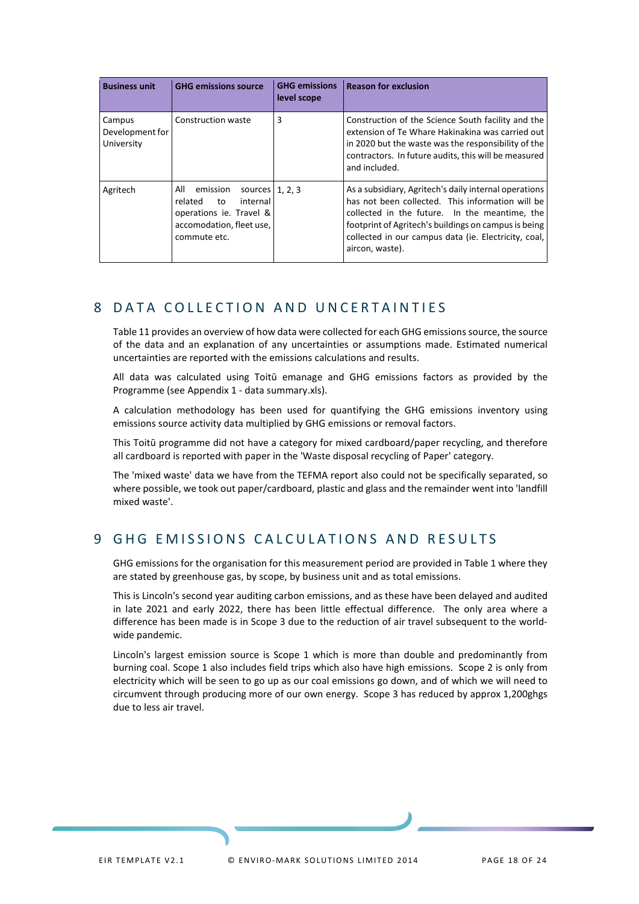| Business unit | GHG emissions source | GHG emissions level scope | Reason for exclusion |
| --- | --- | --- | --- |
| Campus Development for University | Construction waste | 3 | Construction of the Science South facility and the extension of Te Whare Hakinakina was carried out in 2020 but the waste was the responsibility of the contractors. In future audits, this will be measured and included. |
| Agritech | All emission sources related to internal operations ie. Travel & accomodation, fleet use, commute etc. | 1, 2, 3 | As a subsidiary, Agritech's daily internal operations has not been collected. This information will be collected in the future. In the meantime, the footprint of Agritech's buildings on campus is being collected in our campus data (ie. Electricity, coal, aircon, waste). |

# 8 DATA COLLECTION AND UNCERTAINTIES

Table 11 provides an overview of how data were collected for each GHG emissions source, the source of the data and an explanation of any uncertainties or assumptions made. Estimated numerical uncertainties are reported with the emissions calculations and results.

All data was calculated using Toitū emanage and GHG emissions factors as provided by the Programme (see Appendix 1 - data summary.xls).

A calculation methodology has been used for quantifying the GHG emissions inventory using emissions source activity data multiplied by GHG emissions or removal factors.

This Toitū programme did not have a category for mixed cardboard/paper recycling, and therefore all cardboard is reported with paper in the 'Waste disposal recycling of Paper' category.

The 'mixed waste' data we have from the TEFMA report also could not be specifically separated, so where possible, we took out paper/cardboard, plastic and glass and the remainder went into 'landfill mixed waste'.

# 9 GHG EMISSIONS CALCULATIONS AND RESULTS

GHG emissions for the organisation for this measurement period are provided in Table 1 where they are stated by greenhouse gas, by scope, by business unit and as total emissions.

This is Lincoln's second year auditing carbon emissions, and as these have been delayed and audited in late 2021 and early 2022, there has been little effectual difference. The only area where a difference has been made is in Scope 3 due to the reduction of air travel subsequent to the world-wide pandemic.

Lincoln's largest emission source is Scope 1 which is more than double and predominantly from burning coal. Scope 1 also includes field trips which also have high emissions. Scope 2 is only from electricity which will be seen to go up as our coal emissions go down, and of which we will need to circumvent through producing more of our own energy. Scope 3 has reduced by approx 1,200ghgs due to less air travel.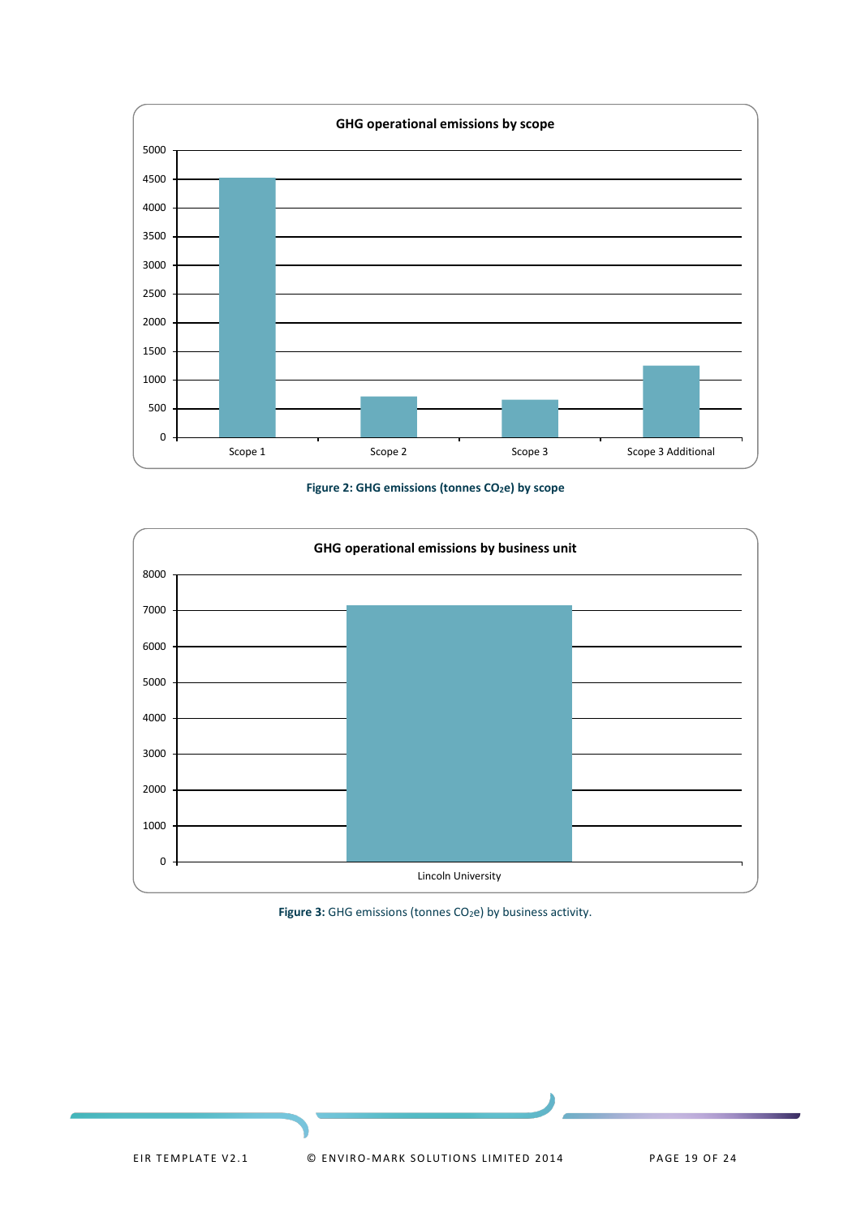**GHG operational emissions by scope**

| Scope | Emissions (tonnes $CO_2e$) |
|---|---|
| Scope 1 | ~4500 |
| Scope 2 | ~700 |
| Scope 3 | ~650 |
| Scope 3 Additional | ~1250 |

**Figure 2: GHG emissions (tonnes $CO_2e$) by scope**

**GHG operational emissions by business unit**

| Business unit | Emissions (tonnes $CO_2e$) |
|---|---|
| Lincoln University | ~7150 |

**Figure 3:** GHG emissions (tonnes $CO_2e$) by business activity.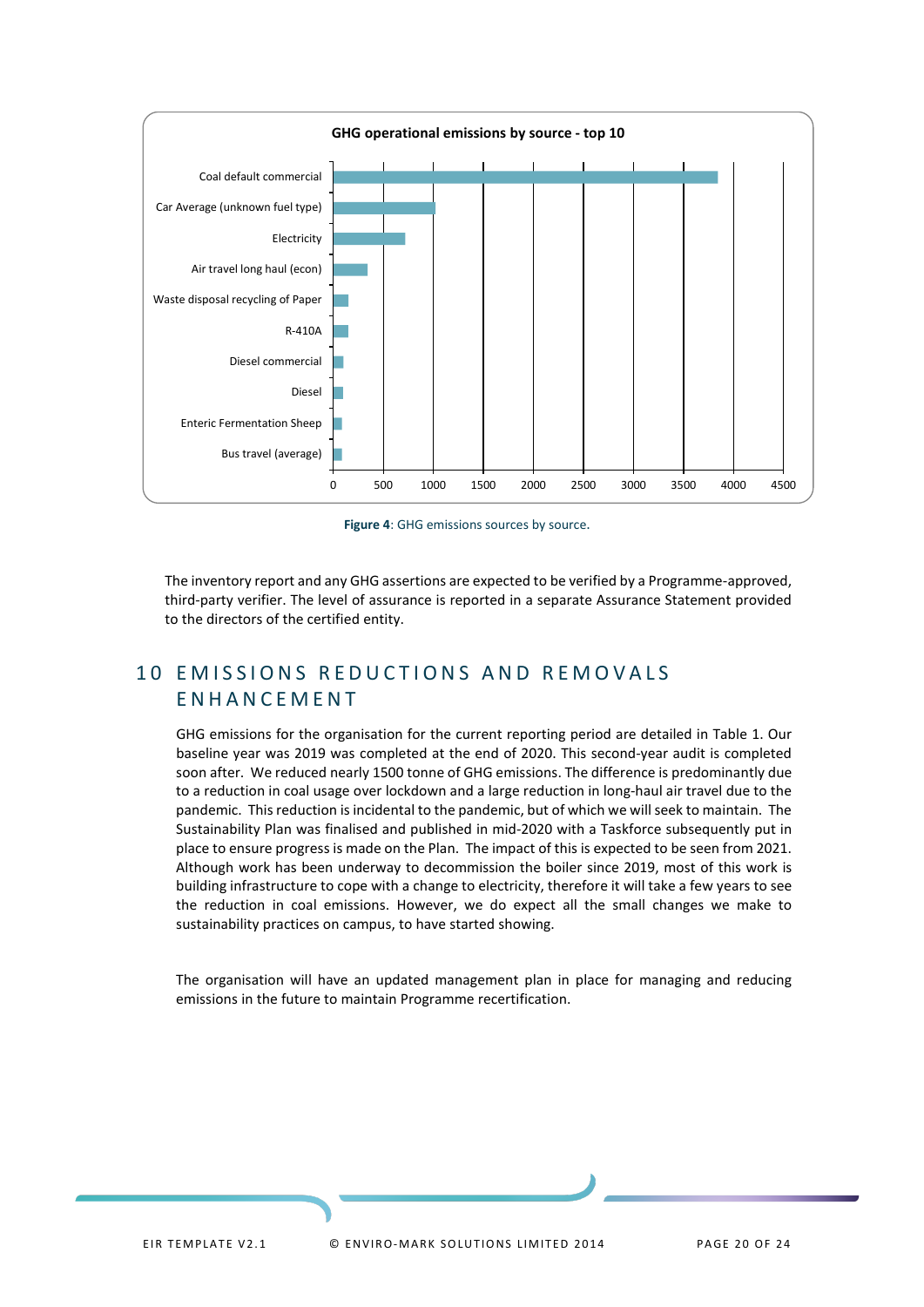**GHG operational emissions by source - top 10**

| Source | Value (approx.) |
|---|---|
| Coal default commercial | ~3850 |
| Car Average (unknown fuel type) | ~1020 |
| Electricity | ~720 |
| Air travel long haul (econ) | ~340 |
| Waste disposal recycling of Paper | ~150 |
| R-410A | ~150 |
| Diesel commercial | ~100 |
| Diesel | ~100 |
| Enteric Fermentation Sheep | ~90 |
| Bus travel (average) | ~90 |

**Figure 4**: GHG emissions sources by source.

The inventory report and any GHG assertions are expected to be verified by a Programme-approved, third-party verifier. The level of assurance is reported in a separate Assurance Statement provided to the directors of the certified entity.

# 10 EMISSIONS REDUCTIONS AND REMOVALS ENHANCEMENT

GHG emissions for the organisation for the current reporting period are detailed in Table 1. Our baseline year was 2019 was completed at the end of 2020. This second-year audit is completed soon after. We reduced nearly 1500 tonne of GHG emissions. The difference is predominantly due to a reduction in coal usage over lockdown and a large reduction in long-haul air travel due to the pandemic. This reduction is incidental to the pandemic, but of which we will seek to maintain. The Sustainability Plan was finalised and published in mid-2020 with a Taskforce subsequently put in place to ensure progress is made on the Plan. The impact of this is expected to be seen from 2021. Although work has been underway to decommission the boiler since 2019, most of this work is building infrastructure to cope with a change to electricity, therefore it will take a few years to see the reduction in coal emissions. However, we do expect all the small changes we make to sustainability practices on campus, to have started showing.

The organisation will have an updated management plan in place for managing and reducing emissions in the future to maintain Programme recertification.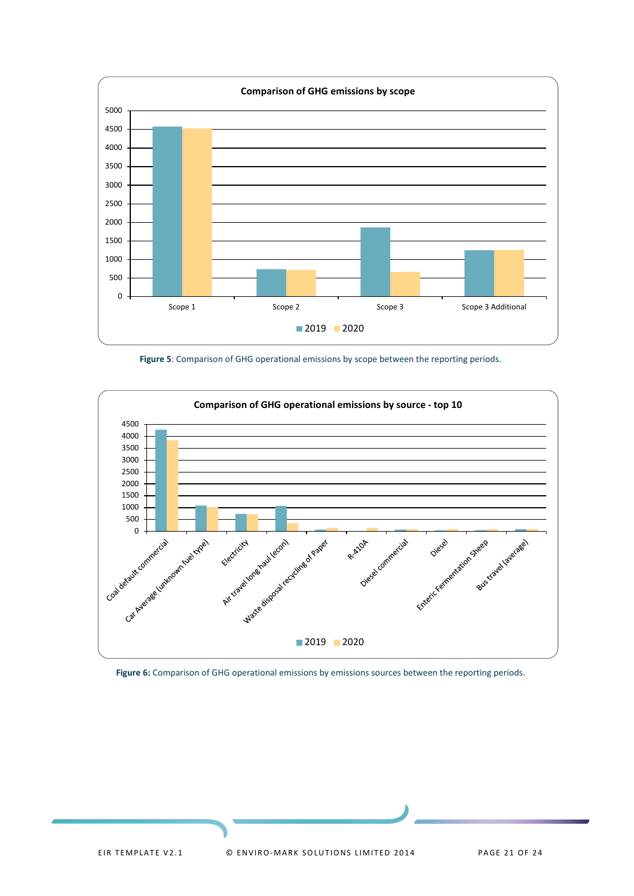Figure 5: Comparison of GHG operational emissions by scope between the reporting periods.

Figure 6: Comparison of GHG operational emissions by emissions sources between the reporting periods.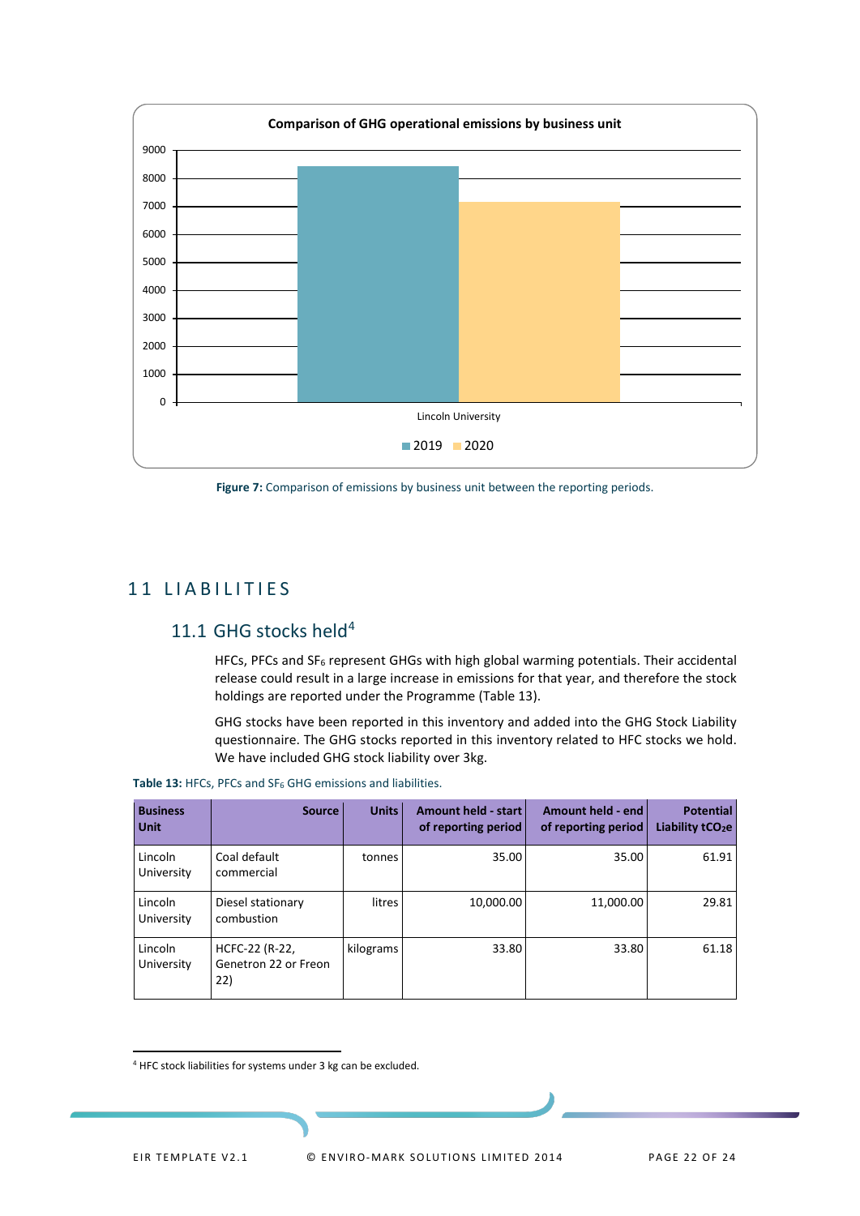**Comparison of GHG operational emissions by business unit**

**Figure 7:** Comparison of emissions by business unit between the reporting periods.

# 11 LIABILITIES

## 11.1 GHG stocks held[4]

HFCs, PFCs and $SF_6$ represent GHGs with high global warming potentials. Their accidental release could result in a large increase in emissions for that year, and therefore the stock holdings are reported under the Programme (Table 13).

GHG stocks have been reported in this inventory and added into the GHG Stock Liability questionnaire. The GHG stocks reported in this inventory related to HFC stocks we hold. We have included GHG stock liability over 3kg.

**Table 13:** HFCs, PFCs and $SF_6$ GHG emissions and liabilities.

| Business Unit | Source | Units | Amount held - start of reporting period | Amount held - end of reporting period | Potential Liability $tCO_2e$ |
|---|---|---|---|---|---|
| Lincoln University | Coal default commercial | tonnes | 35.00 | 35.00 | 61.91 |
| Lincoln University | Diesel stationary combustion | litres | 10,000.00 | 11,000.00 | 29.81 |
| Lincoln University | HCFC-22 (R-22, Genetron 22 or Freon 22) | kilograms | 33.80 | 33.80 | 61.18 |

[4] HFC stock liabilities for systems under 3 kg can be excluded.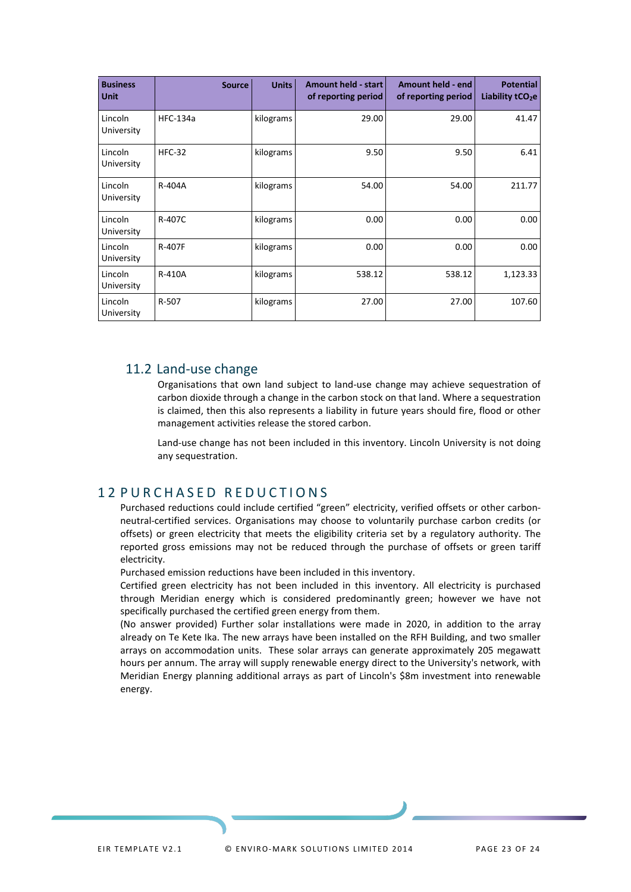| Business Unit | Source | Units | Amount held - start of reporting period | Amount held - end of reporting period | Potential Liability $tCO_2e$ |
|---|---|---|---|---|---|
| Lincoln University | HFC-134a | kilograms | 29.00 | 29.00 | 41.47 |
| Lincoln University | HFC-32 | kilograms | 9.50 | 9.50 | 6.41 |
| Lincoln University | R-404A | kilograms | 54.00 | 54.00 | 211.77 |
| Lincoln University | R-407C | kilograms | 0.00 | 0.00 | 0.00 |
| Lincoln University | R-407F | kilograms | 0.00 | 0.00 | 0.00 |
| Lincoln University | R-410A | kilograms | 538.12 | 538.12 | 1,123.33 |
| Lincoln University | R-507 | kilograms | 27.00 | 27.00 | 107.60 |

## 11.2 Land-use change

Organisations that own land subject to land-use change may achieve sequestration of carbon dioxide through a change in the carbon stock on that land. Where a sequestration is claimed, then this also represents a liability in future years should fire, flood or other management activities release the stored carbon.

Land-use change has not been included in this inventory. Lincoln University is not doing any sequestration.

# 12 PURCHASED REDUCTIONS

Purchased reductions could include certified "green" electricity, verified offsets or other carbon-neutral-certified services. Organisations may choose to voluntarily purchase carbon credits (or offsets) or green electricity that meets the eligibility criteria set by a regulatory authority. The reported gross emissions may not be reduced through the purchase of offsets or green tariff electricity.

Purchased emission reductions have been included in this inventory.

Certified green electricity has not been included in this inventory. All electricity is purchased through Meridian energy which is considered predominantly green; however we have not specifically purchased the certified green energy from them.

(No answer provided) Further solar installations were made in 2020, in addition to the array already on Te Kete Ika. The new arrays have been installed on the RFH Building, and two smaller arrays on accommodation units. These solar arrays can generate approximately 205 megawatt hours per annum. The array will supply renewable energy direct to the University's network, with Meridian Energy planning additional arrays as part of Lincoln's $8m investment into renewable energy.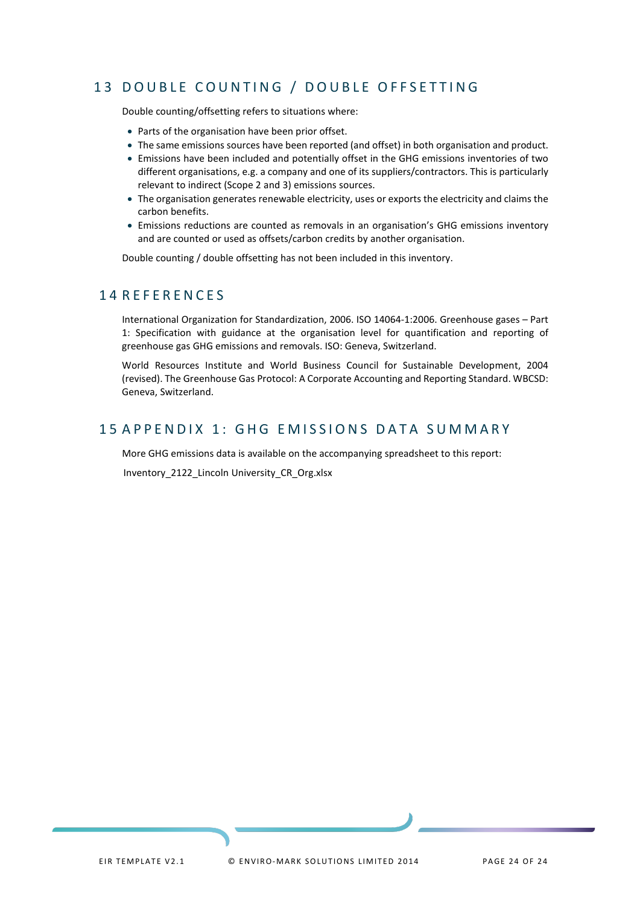# 13 DOUBLE COUNTING / DOUBLE OFFSETTING

Double counting/offsetting refers to situations where:

- Parts of the organisation have been prior offset.
- The same emissions sources have been reported (and offset) in both organisation and product.
- Emissions have been included and potentially offset in the GHG emissions inventories of two different organisations, e.g. a company and one of its suppliers/contractors. This is particularly relevant to indirect (Scope 2 and 3) emissions sources.
- The organisation generates renewable electricity, uses or exports the electricity and claims the carbon benefits.
- Emissions reductions are counted as removals in an organisation's GHG emissions inventory and are counted or used as offsets/carbon credits by another organisation.

Double counting / double offsetting has not been included in this inventory.

# 14 REFERENCES

International Organization for Standardization, 2006. ISO 14064-1:2006. Greenhouse gases – Part 1: Specification with guidance at the organisation level for quantification and reporting of greenhouse gas GHG emissions and removals. ISO: Geneva, Switzerland.

World Resources Institute and World Business Council for Sustainable Development, 2004 (revised). The Greenhouse Gas Protocol: A Corporate Accounting and Reporting Standard. WBCSD: Geneva, Switzerland.

# 15 APPENDIX 1: GHG EMISSIONS DATA SUMMARY

More GHG emissions data is available on the accompanying spreadsheet to this report:

Inventory_2122_Lincoln University_CR_Org.xlsx